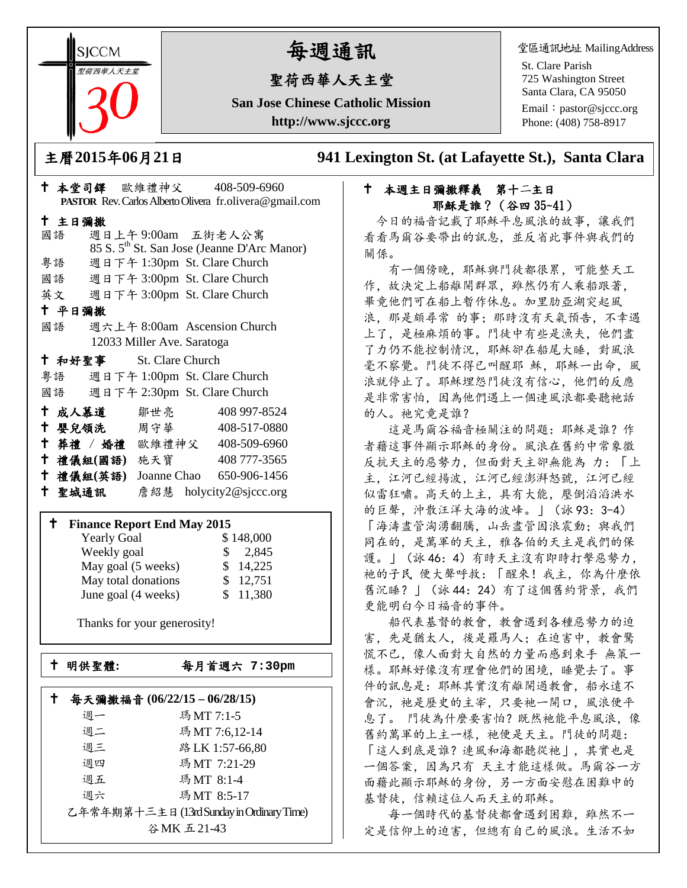SJCCM
聖荷西華人天主堂
30

# 每週通訊

## 聖荷西華人天主堂

**San Jose Chinese Catholic Mission**

**http://www.sjccc.org**

堂區通訊地址 MailingAddress

St. Clare Parish
725 Washington Street
Santa Clara, CA 95050
Email：pastor@sjccc.org
Phone: (408) 758-8917

**主曆2015年06月21日**　　**941 Lexington St. (at Lafayette St.), Santa Clara**

✝ **本堂司鐸** 歐維禮神父 408-509-6960
**PASTOR** Rev. Carlos Alberto Olivera fr.olivera@gmail.com

✝ **主日彌撒**

國語 週日上午 9:00am 五街老人公寓
85 S. 5th St. San Jose (Jeanne D'Arc Manor)
粵語 週日下午 1:30pm St. Clare Church
國語 週日下午 3:00pm St. Clare Church
英文 週日下午 3:00pm St. Clare Church

✝ **平日彌撒**

國語 週六上午 8:00am Ascension Church
12033 Miller Ave. Saratoga

✝ **和好聖事** St. Clare Church

粵語 週日下午 1:00pm St. Clare Church
國語 週日下午 2:30pm St. Clare Church

| | | |
|---|---|---|
| ✝ **成人慕道** | 鄒世亮 | 408 997-8524 |
| ✝ **嬰兒領洗** | 周守華 | 408-517-0880 |
| ✝ **葬禮 / 婚禮** | 歐維禮神父 | 408-509-6960 |
| ✝ **禮儀組(國語)** | 施天寶 | 408 777-3565 |
| ✝ **禮儀組(英語)** | Joanne Chao | 650-906-1456 |
| ✝ **聖城通訊** | 詹紹慧 | holycity2@sjccc.org |

✝ **Finance Report End May 2015**

| | |
|---|---|
| Yearly Goal | $ 148,000 |
| Weekly goal | $ 2,845 |
| May goal (5 weeks) | $ 14,225 |
| May total donations | $ 12,751 |
| June goal (4 weeks) | $ 11,380 |

Thanks for your generosity!

✝ **明供聖體:** **每月首週六 7:30pm**

✝ **每天彌撒福音 (06/22/15 – 06/28/15)**

| | |
|---|---|
| 週一 | 瑪 MT 7:1-5 |
| 週二 | 瑪 MT 7:6,12-14 |
| 週三 | 路 LK 1:57-66,80 |
| 週四 | 瑪 MT 7:21-29 |
| 週五 | 瑪 MT 8:1-4 |
| 週六 | 瑪 MT 8:5-17 |

乙年常年期第十三主日 (13rd Sunday in Ordinary Time)
谷 MK 五 21-43

✝ **本週主日彌撒釋義 第十二主日**
**耶穌是誰？（谷四 35~41）**

今日的福音記載了耶穌平息風浪的故事，讓我們看看馬爾谷要帶出的訊息，並反省此事件與我們的關係。

有一個傍晚，耶穌與門徒都很累，可能整天工作，故決定上船離開群眾，雖然仍有人乘船跟著，畢竟他們可在船上暫作休息。加里肋亞湖突起風浪，那是頗尋常 的事；那時沒有天氣預告，不幸遇上了，是極麻煩的事。門徒中有些是漁夫，他們盡了力仍不能控制情況，耶穌卻在船尾大睡，對風浪毫不察覺。門徒不得已叫醒耶 穌，耶穌一出命，風浪就停止了。耶穌埋怨門徒沒有信心，他們的反應是非常害怕，因為他們遇上一個連風浪都要聽祂話的人。祂究竟是誰？

這是馬爾谷福音極關注的問題：耶穌是誰？作者藉這事件顯示耶穌的身份。風浪在舊約中常象徵反抗天主的惡勢力，但面對天主卻無能為 力：「上主，江河已經揚波，江河已經澎湃怒號，江河已經似雷狂嘯。高天的上主，具有大能，壓倒滔滔洪水的巨聲，沖散汪洋大海的波峰。」（詠 93：3-4）「海濤盡管洶湧翻騰，山岳盡管因浪震動；與我們同在的，是萬軍的天主，雅各伯的天主是我們的保護。」（詠 46：4）有時天主沒有即時打擊惡勢力，祂的子民 便大聲呼救：「醒來！我主，你為什麼依舊沉睡？」（詠 44：24）有了這個舊約背景，我們更能明白今日福音的事件。

船代表基督的教會，教會遇到各種惡勢力的迫害，先是猶太人，後是羅馬人；在迫害中，教會驚慌不已，像人面對大自然的力量而感到束手 無策一樣。耶穌好像沒有理會他們的困境，睡覺去了。事件的訊息是：耶穌其實沒有離開過教會，船永遠不會沉，祂是歷史的主宰，只要祂一開口，風浪便平息了。 門徒為什麼要害怕？既然祂能平息風浪，像舊約萬軍的上主一樣，祂便是天主。門徒的問題：「這人到底是誰？連風和海都聽從祂」，其實也是一個答案，因為只有 天主才能這樣做。馬爾谷一方面藉此顯示耶穌的身份，另一方面安慰在困難中的基督徒，信賴這位人而天主的耶穌。

每一個時代的基督徒都會遇到困難，雖然不一定是信仰上的迫害，但總有自己的風浪。生活不如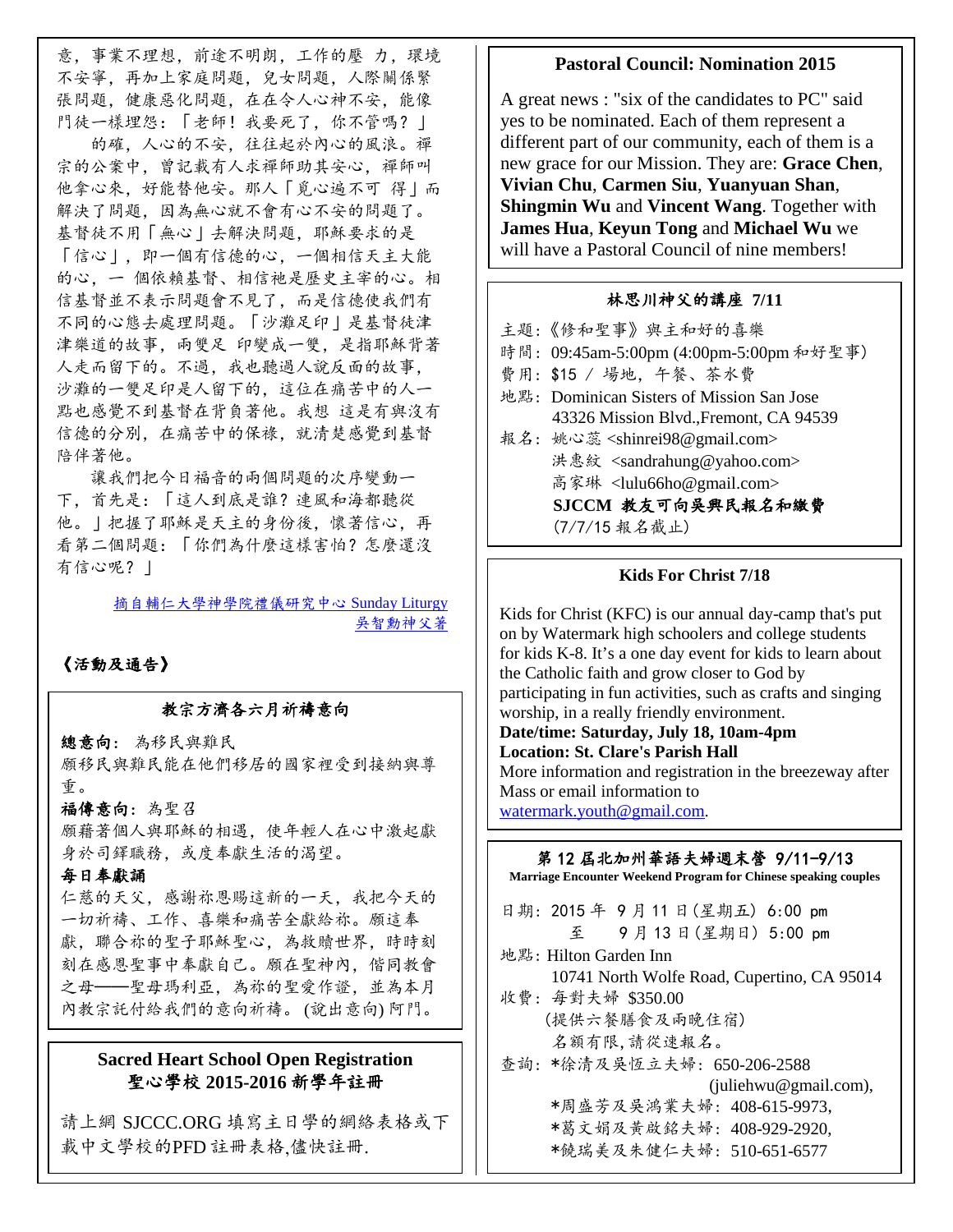意，事業不理想，前途不明朗，工作的壓 力，環境不安寧，再加上家庭問題，兒女問題，人際關係緊張問題，健康惡化問題，在在令人心神不安，能像門徒一樣埋怨：「老師！我要死了，你不管嗎？」

的確，人心的不安，往往起於內心的風浪。禪宗的公案中，曾記載有人求禪師助其安心，禪師叫他拿心來，好能替他安。那人「覓心遍不可 得」而解決了問題，因為無心就不會有心不安的問題了。基督徒不用「無心」去解決問題，耶穌要求的是「信心」，即一個有信德的心，一個相信天主大能的心，一 個依賴基督、相信祂是歷史主宰的心。相信基督並不表示問題會不見了，而是信德使我們有不同的心態去處理問題。「沙灘足印」是基督徒津津樂道的故事，兩雙足 印變成一雙，是指耶穌背著人走而留下的。不過，我也聽過人說反面的故事，沙灘的一雙足印是人留下的，這位在痛苦中的人一點也感覺不到基督在背負著他。我想 這是有與沒有信德的分別，在痛苦中的保祿，就清楚感覺到基督陪伴著他。

讓我們把今日福音的兩個問題的次序變動一下，首先是：「這人到底是誰？連風和海都聽從他。」把握了耶穌是天主的身份後，懷著信心，再看第二個問題：「你們為什麼這樣害怕？怎麼還沒有信心呢？」

摘自輔仁大學神學院禮儀研究中心 Sunday Liturgy
吳智勳神父著

## 《活動及通告》

### 教宗方濟各六月祈禱意向

**總意向**：為移民與難民

願移民與難民能在他們移居的國家裡受到接納與尊重。

**福傳意向**：為聖召

願藉著個人與耶穌的相遇，使年輕人在心中激起獻身於司鐸職務，或度奉獻生活的渴望。

**每日奉獻誦**

仁慈的天父，感謝祢恩賜這新的一天，我把今天的一切祈禱、工作、喜樂和痛苦全獻給祢。願這奉獻，聯合祢的聖子耶穌聖心，為救贖世界，時時刻刻在感恩聖事中奉獻自己。願在聖神內，偕同教會之母——聖母瑪利亞，為祢的聖愛作證，並為本月內教宗託付給我們的意向祈禱。(說出意向) 阿門。

### Sacred Heart School Open Registration 聖心學校 2015-2016 新學年註冊

請上網 SJCCC.ORG 填寫主日學的網絡表格或下載中文學校的PFD 註冊表格,儘快註冊.

### Pastoral Council: Nomination 2015

A great news : "six of the candidates to PC" said yes to be nominated. Each of them represent a different part of our community, each of them is a new grace for our Mission. They are: **Grace Chen**, **Vivian Chu**, **Carmen Siu**, **Yuanyuan Shan**, **Shingmin Wu** and **Vincent Wang**. Together with **James Hua**, **Keyun Tong** and **Michael Wu** we will have a Pastoral Council of nine members!

### 林思川神父的講座 7/11

主題:《修和聖事》與主和好的喜樂
時間: 09:45am-5:00pm (4:00pm-5:00pm 和好聖事)
費用: $15 / 場地，午餐、茶水費
地點: Dominican Sisters of Mission San Jose
43326 Mission Blvd.,Fremont, CA 94539
報名: 姚心蕊 <shinrei98@gmail.com>
洪惠紋 <sandrahung@yahoo.com>
高家琳 <lulu66ho@gmail.com>
**SJCCM 教友可向吳興民報名和繳費**
(7/7/15 報名截止)

### Kids For Christ 7/18

Kids for Christ (KFC) is our annual day-camp that's put on by Watermark high schoolers and college students for kids K-8. It's a one day event for kids to learn about the Catholic faith and grow closer to God by participating in fun activities, such as crafts and singing worship, in a really friendly environment.
**Date/time: Saturday, July 18, 10am-4pm**
**Location: St. Clare's Parish Hall**
More information and registration in the breezeway after Mass or email information to watermark.youth@gmail.com.

### 第 12 屆北加州華語夫婦週末營 9/11-9/13
**Marriage Encounter Weekend Program for Chinese speaking couples**

日期: 2015 年 9 月 11 日(星期五) 6:00 pm
至 9 月 13 日(星期日) 5:00 pm
地點: Hilton Garden Inn
10741 North Wolfe Road, Cupertino, CA 95014
收費: 每對夫婦 $350.00
(提供六餐膳食及兩晚住宿)
名額有限,請從速報名。
查詢: *徐清及吳恆立夫婦: 650-206-2588 (juliehwu@gmail.com),
*周盛芳及吳鴻業夫婦: 408-615-9973,
*葛文娟及黃啟銘夫婦: 408-929-2920,
*饒瑞美及朱健仁夫婦: 510-651-6577